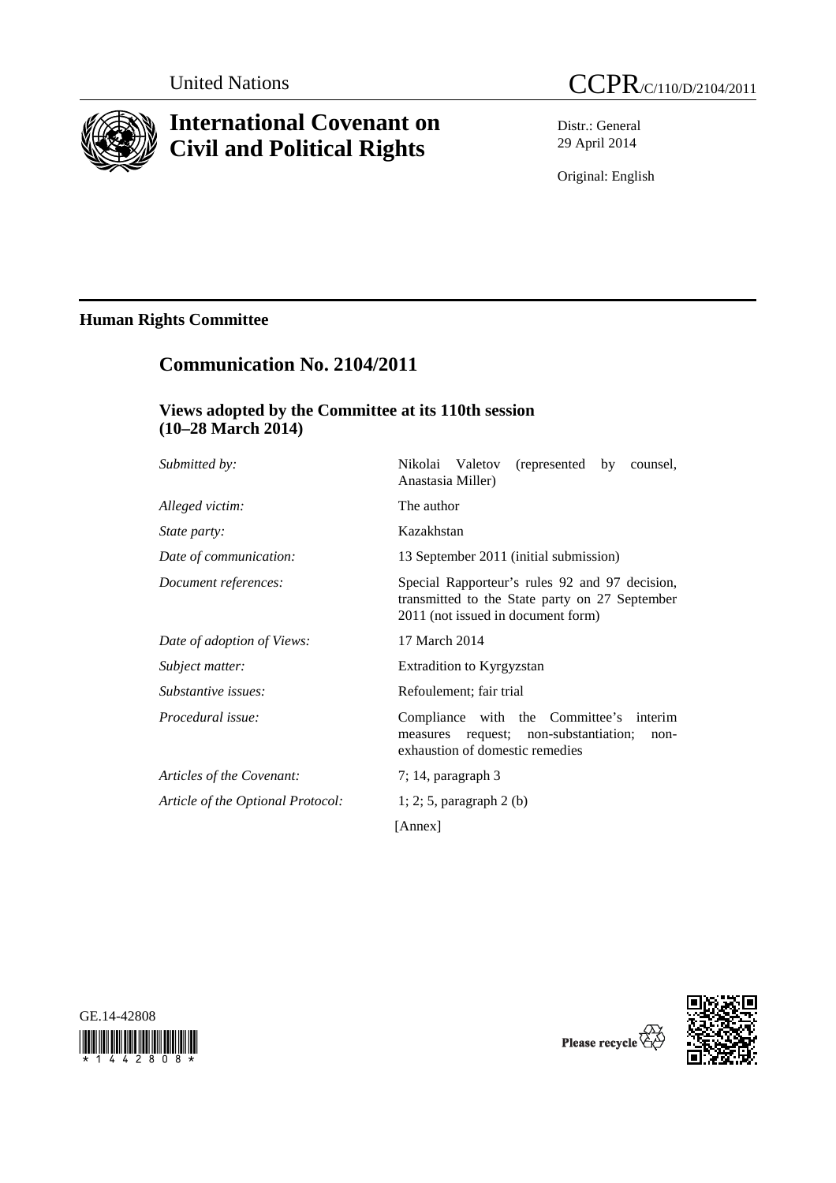United Nations

CCPR/C/110/D/2104/2011

# International Covenant on Civil and Political Rights

Distr.: General
29 April 2014

Original: English

## Human Rights Committee

## Communication No. 2104/2011

### Views adopted by the Committee at its 110th session (10–28 March 2014)

| | |
|---|---|
| *Submitted by:* | Nikolai Valetov (represented by counsel, Anastasia Miller) |
| *Alleged victim:* | The author |
| *State party:* | Kazakhstan |
| *Date of communication:* | 13 September 2011 (initial submission) |
| *Document references:* | Special Rapporteur's rules 92 and 97 decision, transmitted to the State party on 27 September 2011 (not issued in document form) |
| *Date of adoption of Views:* | 17 March 2014 |
| *Subject matter:* | Extradition to Kyrgyzstan |
| *Substantive issues:* | Refoulement; fair trial |
| *Procedural issue:* | Compliance with the Committee's interim measures request; non-substantiation; non-exhaustion of domestic remedies |
| *Articles of the Covenant:* | 7; 14, paragraph 3 |
| *Article of the Optional Protocol:* | 1; 2; 5, paragraph 2 (b) |

[Annex]

GE.14-42808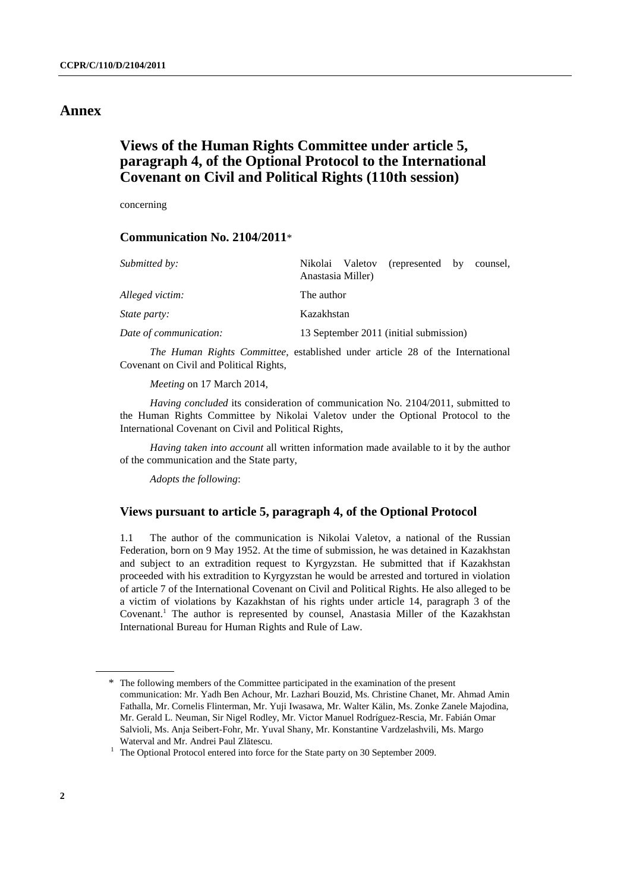# Annex

## Views of the Human Rights Committee under article 5, paragraph 4, of the Optional Protocol to the International Covenant on Civil and Political Rights (110th session)

concerning

### Communication No. 2104/2011*

| | |
|---|---|
| *Submitted by:* | Nikolai Valetov (represented by counsel, Anastasia Miller) |
| *Alleged victim:* | The author |
| *State party:* | Kazakhstan |
| *Date of communication:* | 13 September 2011 (initial submission) |

*The Human Rights Committee*, established under article 28 of the International Covenant on Civil and Political Rights,

*Meeting* on 17 March 2014,

*Having concluded* its consideration of communication No. 2104/2011, submitted to the Human Rights Committee by Nikolai Valetov under the Optional Protocol to the International Covenant on Civil and Political Rights,

*Having taken into account* all written information made available to it by the author of the communication and the State party,

*Adopts the following*:

### Views pursuant to article 5, paragraph 4, of the Optional Protocol

1.1 The author of the communication is Nikolai Valetov, a national of the Russian Federation, born on 9 May 1952. At the time of submission, he was detained in Kazakhstan and subject to an extradition request to Kyrgyzstan. He submitted that if Kazakhstan proceeded with his extradition to Kyrgyzstan he would be arrested and tortured in violation of article 7 of the International Covenant on Civil and Political Rights. He also alleged to be a victim of violations by Kazakhstan of his rights under article 14, paragraph 3 of the Covenant.[1] The author is represented by counsel, Anastasia Miller of the Kazakhstan International Bureau for Human Rights and Rule of Law.

---

\* The following members of the Committee participated in the examination of the present communication: Mr. Yadh Ben Achour, Mr. Lazhari Bouzid, Ms. Christine Chanet, Mr. Ahmad Amin Fathalla, Mr. Cornelis Flinterman, Mr. Yuji Iwasawa, Mr. Walter Kälin, Ms. Zonke Zanele Majodina, Mr. Gerald L. Neuman, Sir Nigel Rodley, Mr. Victor Manuel Rodríguez-Rescia, Mr. Fabián Omar Salvioli, Ms. Anja Seibert-Fohr, Mr. Yuval Shany, Mr. Konstantine Vardzelashvili, Ms. Margo Waterval and Mr. Andrei Paul Zlătescu.

[1] The Optional Protocol entered into force for the State party on 30 September 2009.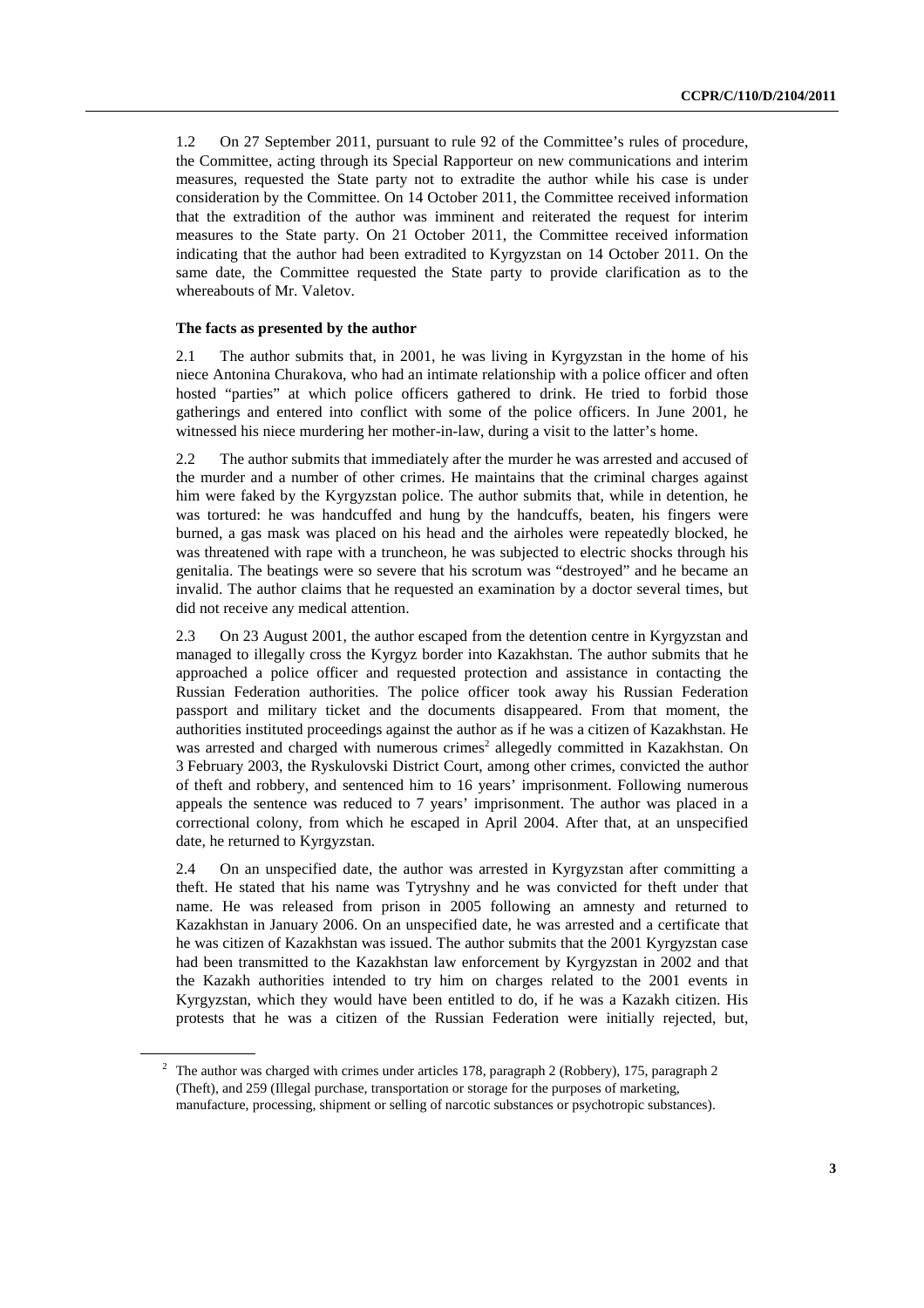1.2 On 27 September 2011, pursuant to rule 92 of the Committee's rules of procedure, the Committee, acting through its Special Rapporteur on new communications and interim measures, requested the State party not to extradite the author while his case is under consideration by the Committee. On 14 October 2011, the Committee received information that the extradition of the author was imminent and reiterated the request for interim measures to the State party. On 21 October 2011, the Committee received information indicating that the author had been extradited to Kyrgyzstan on 14 October 2011. On the same date, the Committee requested the State party to provide clarification as to the whereabouts of Mr. Valetov.

### The facts as presented by the author

2.1 The author submits that, in 2001, he was living in Kyrgyzstan in the home of his niece Antonina Churakova, who had an intimate relationship with a police officer and often hosted "parties" at which police officers gathered to drink. He tried to forbid those gatherings and entered into conflict with some of the police officers. In June 2001, he witnessed his niece murdering her mother-in-law, during a visit to the latter's home.

2.2 The author submits that immediately after the murder he was arrested and accused of the murder and a number of other crimes. He maintains that the criminal charges against him were faked by the Kyrgyzstan police. The author submits that, while in detention, he was tortured: he was handcuffed and hung by the handcuffs, beaten, his fingers were burned, a gas mask was placed on his head and the airholes were repeatedly blocked, he was threatened with rape with a truncheon, he was subjected to electric shocks through his genitalia. The beatings were so severe that his scrotum was "destroyed" and he became an invalid. The author claims that he requested an examination by a doctor several times, but did not receive any medical attention.

2.3 On 23 August 2001, the author escaped from the detention centre in Kyrgyzstan and managed to illegally cross the Kyrgyz border into Kazakhstan. The author submits that he approached a police officer and requested protection and assistance in contacting the Russian Federation authorities. The police officer took away his Russian Federation passport and military ticket and the documents disappeared. From that moment, the authorities instituted proceedings against the author as if he was a citizen of Kazakhstan. He was arrested and charged with numerous crimes[2] allegedly committed in Kazakhstan. On 3 February 2003, the Ryskulovski District Court, among other crimes, convicted the author of theft and robbery, and sentenced him to 16 years' imprisonment. Following numerous appeals the sentence was reduced to 7 years' imprisonment. The author was placed in a correctional colony, from which he escaped in April 2004. After that, at an unspecified date, he returned to Kyrgyzstan.

2.4 On an unspecified date, the author was arrested in Kyrgyzstan after committing a theft. He stated that his name was Tytryshny and he was convicted for theft under that name. He was released from prison in 2005 following an amnesty and returned to Kazakhstan in January 2006. On an unspecified date, he was arrested and a certificate that he was citizen of Kazakhstan was issued. The author submits that the 2001 Kyrgyzstan case had been transmitted to the Kazakhstan law enforcement by Kyrgyzstan in 2002 and that the Kazakh authorities intended to try him on charges related to the 2001 events in Kyrgyzstan, which they would have been entitled to do, if he was a Kazakh citizen. His protests that he was a citizen of the Russian Federation were initially rejected, but,

---

[2] The author was charged with crimes under articles 178, paragraph 2 (Robbery), 175, paragraph 2 (Theft), and 259 (Illegal purchase, transportation or storage for the purposes of marketing, manufacture, processing, shipment or selling of narcotic substances or psychotropic substances).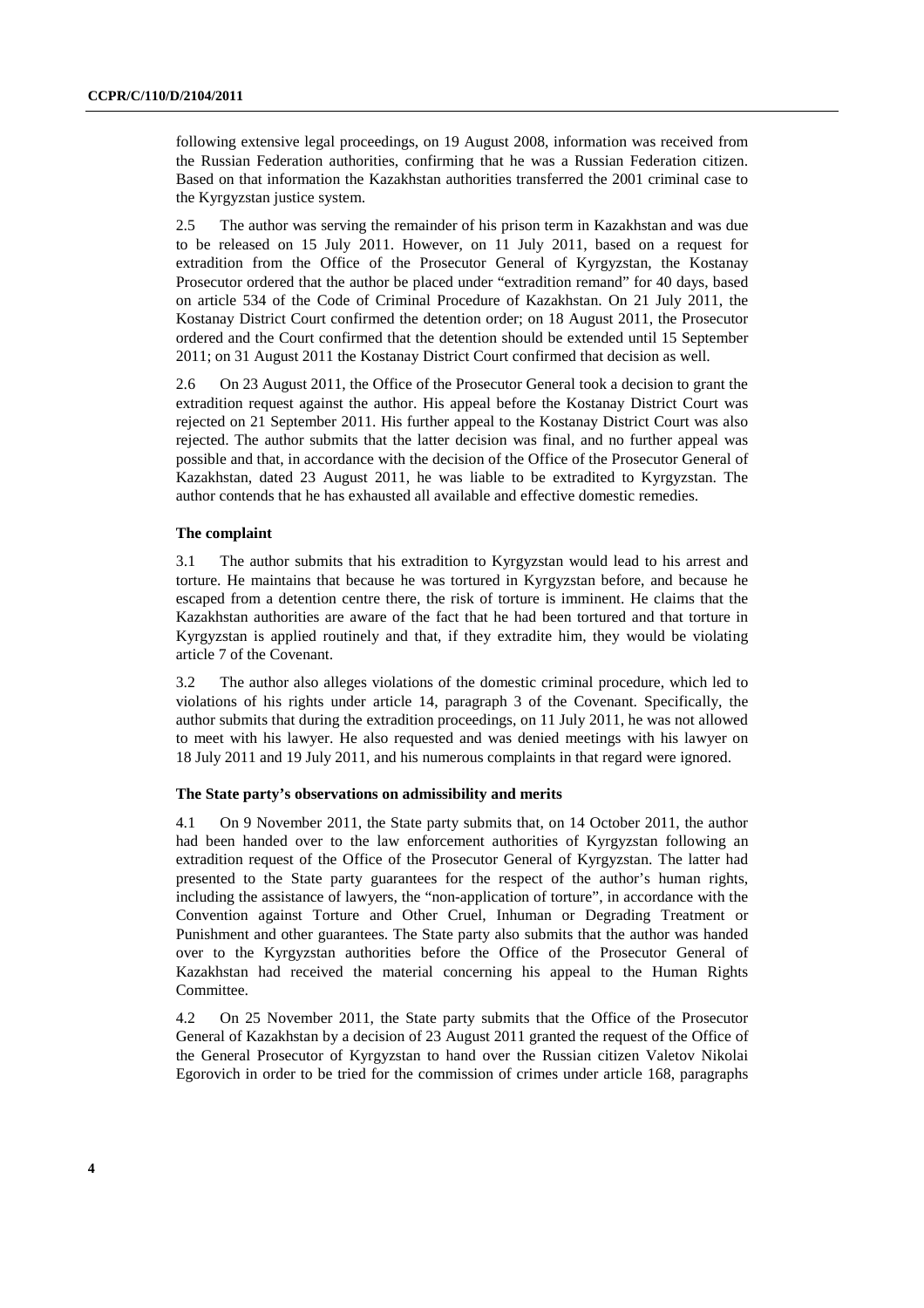following extensive legal proceedings, on 19 August 2008, information was received from the Russian Federation authorities, confirming that he was a Russian Federation citizen. Based on that information the Kazakhstan authorities transferred the 2001 criminal case to the Kyrgyzstan justice system.

2.5 The author was serving the remainder of his prison term in Kazakhstan and was due to be released on 15 July 2011. However, on 11 July 2011, based on a request for extradition from the Office of the Prosecutor General of Kyrgyzstan, the Kostanay Prosecutor ordered that the author be placed under "extradition remand" for 40 days, based on article 534 of the Code of Criminal Procedure of Kazakhstan. On 21 July 2011, the Kostanay District Court confirmed the detention order; on 18 August 2011, the Prosecutor ordered and the Court confirmed that the detention should be extended until 15 September 2011; on 31 August 2011 the Kostanay District Court confirmed that decision as well.

2.6 On 23 August 2011, the Office of the Prosecutor General took a decision to grant the extradition request against the author. His appeal before the Kostanay District Court was rejected on 21 September 2011. His further appeal to the Kostanay District Court was also rejected. The author submits that the latter decision was final, and no further appeal was possible and that, in accordance with the decision of the Office of the Prosecutor General of Kazakhstan, dated 23 August 2011, he was liable to be extradited to Kyrgyzstan. The author contends that he has exhausted all available and effective domestic remedies.

### The complaint

3.1 The author submits that his extradition to Kyrgyzstan would lead to his arrest and torture. He maintains that because he was tortured in Kyrgyzstan before, and because he escaped from a detention centre there, the risk of torture is imminent. He claims that the Kazakhstan authorities are aware of the fact that he had been tortured and that torture in Kyrgyzstan is applied routinely and that, if they extradite him, they would be violating article 7 of the Covenant.

3.2 The author also alleges violations of the domestic criminal procedure, which led to violations of his rights under article 14, paragraph 3 of the Covenant. Specifically, the author submits that during the extradition proceedings, on 11 July 2011, he was not allowed to meet with his lawyer. He also requested and was denied meetings with his lawyer on 18 July 2011 and 19 July 2011, and his numerous complaints in that regard were ignored.

### The State party's observations on admissibility and merits

4.1 On 9 November 2011, the State party submits that, on 14 October 2011, the author had been handed over to the law enforcement authorities of Kyrgyzstan following an extradition request of the Office of the Prosecutor General of Kyrgyzstan. The latter had presented to the State party guarantees for the respect of the author's human rights, including the assistance of lawyers, the "non-application of torture", in accordance with the Convention against Torture and Other Cruel, Inhuman or Degrading Treatment or Punishment and other guarantees. The State party also submits that the author was handed over to the Kyrgyzstan authorities before the Office of the Prosecutor General of Kazakhstan had received the material concerning his appeal to the Human Rights Committee.

4.2 On 25 November 2011, the State party submits that the Office of the Prosecutor General of Kazakhstan by a decision of 23 August 2011 granted the request of the Office of the General Prosecutor of Kyrgyzstan to hand over the Russian citizen Valetov Nikolai Egorovich in order to be tried for the commission of crimes under article 168, paragraphs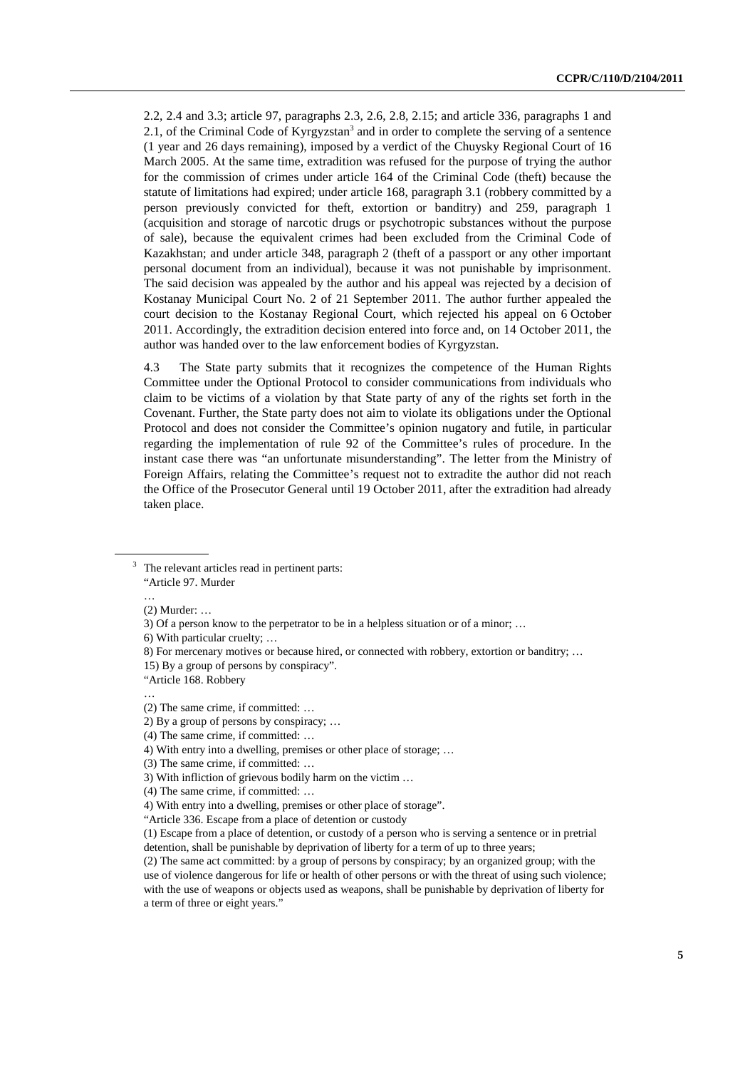2.2, 2.4 and 3.3; article 97, paragraphs 2.3, 2.6, 2.8, 2.15; and article 336, paragraphs 1 and 2.1, of the Criminal Code of Kyrgyzstan[3] and in order to complete the serving of a sentence (1 year and 26 days remaining), imposed by a verdict of the Chuysky Regional Court of 16 March 2005. At the same time, extradition was refused for the purpose of trying the author for the commission of crimes under article 164 of the Criminal Code (theft) because the statute of limitations had expired; under article 168, paragraph 3.1 (robbery committed by a person previously convicted for theft, extortion or banditry) and 259, paragraph 1 (acquisition and storage of narcotic drugs or psychotropic substances without the purpose of sale), because the equivalent crimes had been excluded from the Criminal Code of Kazakhstan; and under article 348, paragraph 2 (theft of a passport or any other important personal document from an individual), because it was not punishable by imprisonment. The said decision was appealed by the author and his appeal was rejected by a decision of Kostanay Municipal Court No. 2 of 21 September 2011. The author further appealed the court decision to the Kostanay Regional Court, which rejected his appeal on 6 October 2011. Accordingly, the extradition decision entered into force and, on 14 October 2011, the author was handed over to the law enforcement bodies of Kyrgyzstan.

4.3 The State party submits that it recognizes the competence of the Human Rights Committee under the Optional Protocol to consider communications from individuals who claim to be victims of a violation by that State party of any of the rights set forth in the Covenant. Further, the State party does not aim to violate its obligations under the Optional Protocol and does not consider the Committee's opinion nugatory and futile, in particular regarding the implementation of rule 92 of the Committee's rules of procedure. In the instant case there was "an unfortunate misunderstanding". The letter from the Ministry of Foreign Affairs, relating the Committee's request not to extradite the author did not reach the Office of the Prosecutor General until 19 October 2011, after the extradition had already taken place.

---

[3] The relevant articles read in pertinent parts:
"Article 97. Murder
…
(2) Murder: …
3) Of a person know to the perpetrator to be in a helpless situation or of a minor; …
6) With particular cruelty; …
8) For mercenary motives or because hired, or connected with robbery, extortion or banditry; …
15) By a group of persons by conspiracy".
"Article 168. Robbery
…
(2) The same crime, if committed: …
2) By a group of persons by conspiracy; …
(4) The same crime, if committed: …
4) With entry into a dwelling, premises or other place of storage; …
(3) The same crime, if committed: …
3) With infliction of grievous bodily harm on the victim …
(4) The same crime, if committed: …
4) With entry into a dwelling, premises or other place of storage".
"Article 336. Escape from a place of detention or custody
(1) Escape from a place of detention, or custody of a person who is serving a sentence or in pretrial detention, shall be punishable by deprivation of liberty for a term of up to three years;
(2) The same act committed: by a group of persons by conspiracy; by an organized group; with the use of violence dangerous for life or health of other persons or with the threat of using such violence; with the use of weapons or objects used as weapons, shall be punishable by deprivation of liberty for a term of three or eight years."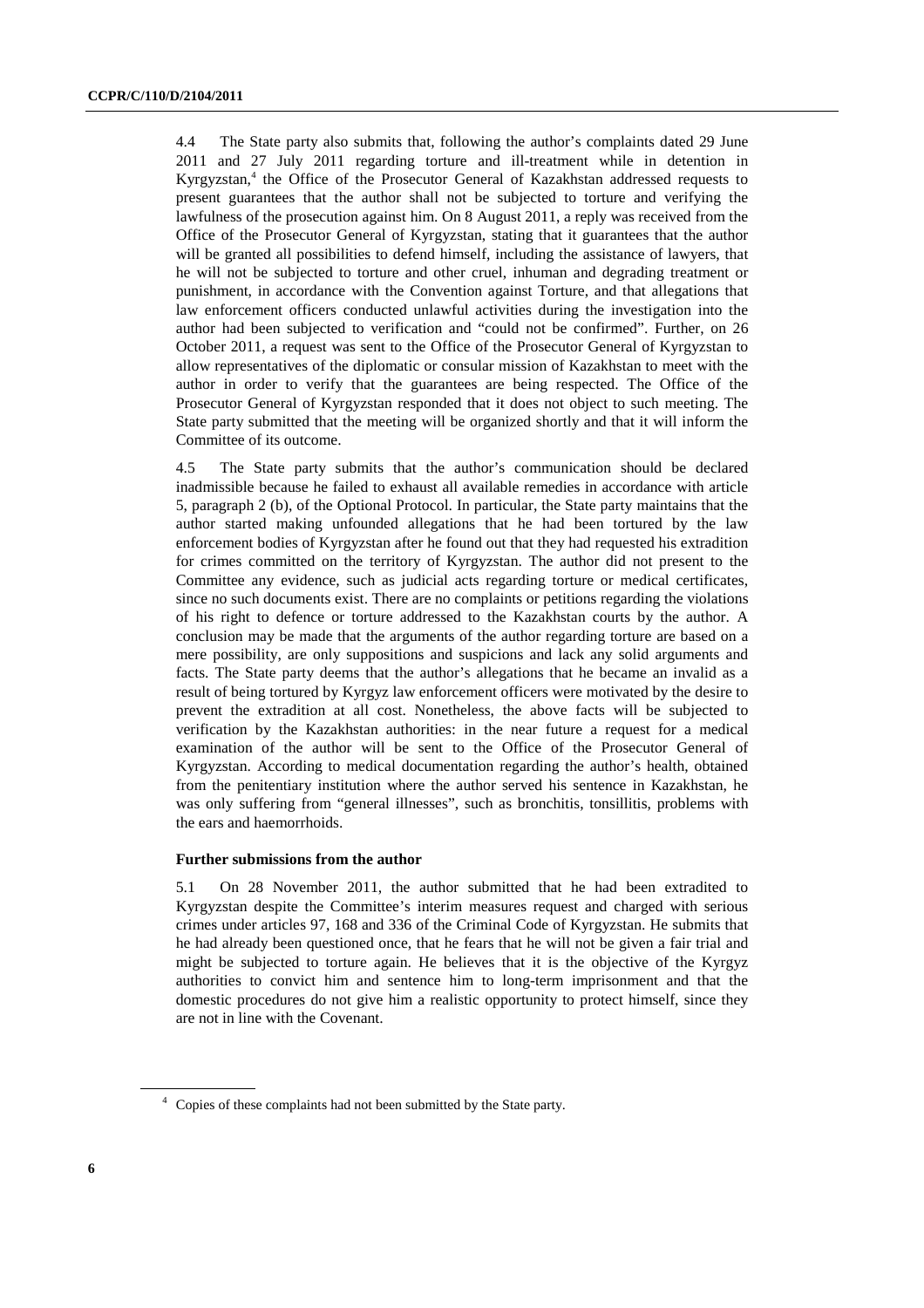4.4 The State party also submits that, following the author's complaints dated 29 June 2011 and 27 July 2011 regarding torture and ill-treatment while in detention in Kyrgyzstan,[4] the Office of the Prosecutor General of Kazakhstan addressed requests to present guarantees that the author shall not be subjected to torture and verifying the lawfulness of the prosecution against him. On 8 August 2011, a reply was received from the Office of the Prosecutor General of Kyrgyzstan, stating that it guarantees that the author will be granted all possibilities to defend himself, including the assistance of lawyers, that he will not be subjected to torture and other cruel, inhuman and degrading treatment or punishment, in accordance with the Convention against Torture, and that allegations that law enforcement officers conducted unlawful activities during the investigation into the author had been subjected to verification and "could not be confirmed". Further, on 26 October 2011, a request was sent to the Office of the Prosecutor General of Kyrgyzstan to allow representatives of the diplomatic or consular mission of Kazakhstan to meet with the author in order to verify that the guarantees are being respected. The Office of the Prosecutor General of Kyrgyzstan responded that it does not object to such meeting. The State party submitted that the meeting will be organized shortly and that it will inform the Committee of its outcome.

4.5 The State party submits that the author's communication should be declared inadmissible because he failed to exhaust all available remedies in accordance with article 5, paragraph 2 (b), of the Optional Protocol. In particular, the State party maintains that the author started making unfounded allegations that he had been tortured by the law enforcement bodies of Kyrgyzstan after he found out that they had requested his extradition for crimes committed on the territory of Kyrgyzstan. The author did not present to the Committee any evidence, such as judicial acts regarding torture or medical certificates, since no such documents exist. There are no complaints or petitions regarding the violations of his right to defence or torture addressed to the Kazakhstan courts by the author. A conclusion may be made that the arguments of the author regarding torture are based on a mere possibility, are only suppositions and suspicions and lack any solid arguments and facts. The State party deems that the author's allegations that he became an invalid as a result of being tortured by Kyrgyz law enforcement officers were motivated by the desire to prevent the extradition at all cost. Nonetheless, the above facts will be subjected to verification by the Kazakhstan authorities: in the near future a request for a medical examination of the author will be sent to the Office of the Prosecutor General of Kyrgyzstan. According to medical documentation regarding the author's health, obtained from the penitentiary institution where the author served his sentence in Kazakhstan, he was only suffering from "general illnesses", such as bronchitis, tonsillitis, problems with the ears and haemorrhoids.

### Further submissions from the author

5.1 On 28 November 2011, the author submitted that he had been extradited to Kyrgyzstan despite the Committee's interim measures request and charged with serious crimes under articles 97, 168 and 336 of the Criminal Code of Kyrgyzstan. He submits that he had already been questioned once, that he fears that he will not be given a fair trial and might be subjected to torture again. He believes that it is the objective of the Kyrgyz authorities to convict him and sentence him to long-term imprisonment and that the domestic procedures do not give him a realistic opportunity to protect himself, since they are not in line with the Covenant.

[4] Copies of these complaints had not been submitted by the State party.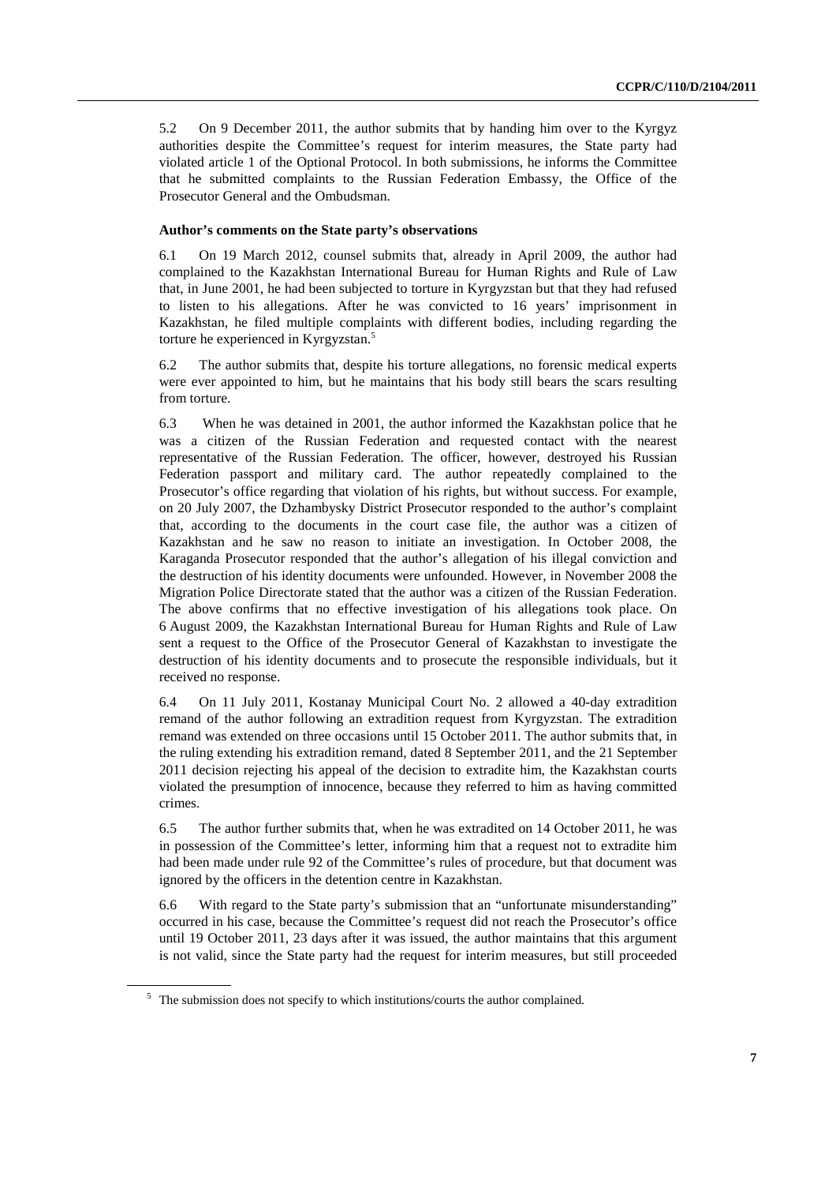5.2 On 9 December 2011, the author submits that by handing him over to the Kyrgyz authorities despite the Committee's request for interim measures, the State party had violated article 1 of the Optional Protocol. In both submissions, he informs the Committee that he submitted complaints to the Russian Federation Embassy, the Office of the Prosecutor General and the Ombudsman.

**Author's comments on the State party's observations**

6.1 On 19 March 2012, counsel submits that, already in April 2009, the author had complained to the Kazakhstan International Bureau for Human Rights and Rule of Law that, in June 2001, he had been subjected to torture in Kyrgyzstan but that they had refused to listen to his allegations. After he was convicted to 16 years' imprisonment in Kazakhstan, he filed multiple complaints with different bodies, including regarding the torture he experienced in Kyrgyzstan.[5]

6.2 The author submits that, despite his torture allegations, no forensic medical experts were ever appointed to him, but he maintains that his body still bears the scars resulting from torture.

6.3 When he was detained in 2001, the author informed the Kazakhstan police that he was a citizen of the Russian Federation and requested contact with the nearest representative of the Russian Federation. The officer, however, destroyed his Russian Federation passport and military card. The author repeatedly complained to the Prosecutor's office regarding that violation of his rights, but without success. For example, on 20 July 2007, the Dzhambysky District Prosecutor responded to the author's complaint that, according to the documents in the court case file, the author was a citizen of Kazakhstan and he saw no reason to initiate an investigation. In October 2008, the Karaganda Prosecutor responded that the author's allegation of his illegal conviction and the destruction of his identity documents were unfounded. However, in November 2008 the Migration Police Directorate stated that the author was a citizen of the Russian Federation. The above confirms that no effective investigation of his allegations took place. On 6 August 2009, the Kazakhstan International Bureau for Human Rights and Rule of Law sent a request to the Office of the Prosecutor General of Kazakhstan to investigate the destruction of his identity documents and to prosecute the responsible individuals, but it received no response.

6.4 On 11 July 2011, Kostanay Municipal Court No. 2 allowed a 40-day extradition remand of the author following an extradition request from Kyrgyzstan. The extradition remand was extended on three occasions until 15 October 2011. The author submits that, in the ruling extending his extradition remand, dated 8 September 2011, and the 21 September 2011 decision rejecting his appeal of the decision to extradite him, the Kazakhstan courts violated the presumption of innocence, because they referred to him as having committed crimes.

6.5 The author further submits that, when he was extradited on 14 October 2011, he was in possession of the Committee's letter, informing him that a request not to extradite him had been made under rule 92 of the Committee's rules of procedure, but that document was ignored by the officers in the detention centre in Kazakhstan.

6.6 With regard to the State party's submission that an "unfortunate misunderstanding" occurred in his case, because the Committee's request did not reach the Prosecutor's office until 19 October 2011, 23 days after it was issued, the author maintains that this argument is not valid, since the State party had the request for interim measures, but still proceeded

[5] The submission does not specify to which institutions/courts the author complained.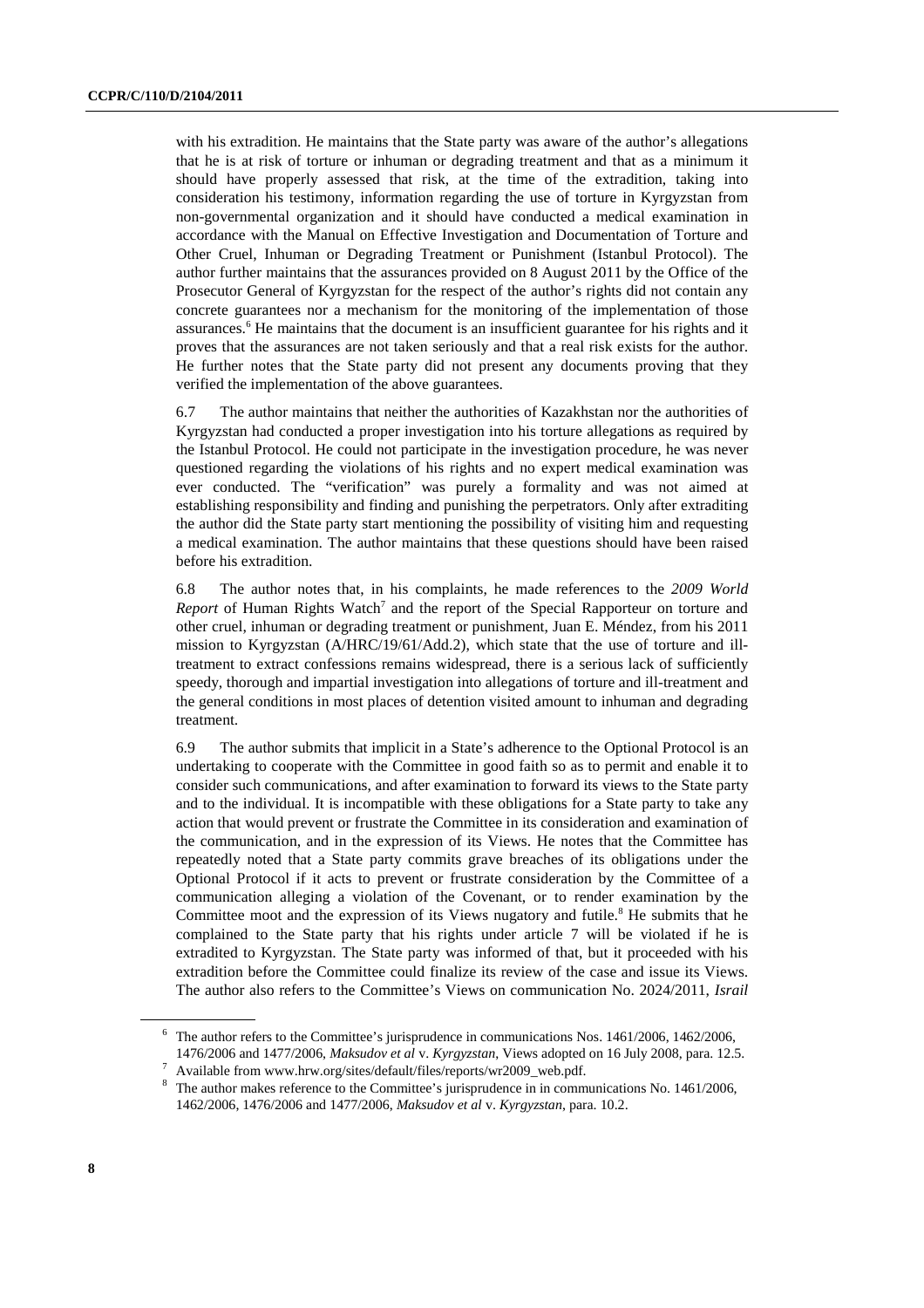with his extradition. He maintains that the State party was aware of the author's allegations that he is at risk of torture or inhuman or degrading treatment and that as a minimum it should have properly assessed that risk, at the time of the extradition, taking into consideration his testimony, information regarding the use of torture in Kyrgyzstan from non-governmental organization and it should have conducted a medical examination in accordance with the Manual on Effective Investigation and Documentation of Torture and Other Cruel, Inhuman or Degrading Treatment or Punishment (Istanbul Protocol). The author further maintains that the assurances provided on 8 August 2011 by the Office of the Prosecutor General of Kyrgyzstan for the respect of the author's rights did not contain any concrete guarantees nor a mechanism for the monitoring of the implementation of those assurances.[6] He maintains that the document is an insufficient guarantee for his rights and it proves that the assurances are not taken seriously and that a real risk exists for the author. He further notes that the State party did not present any documents proving that they verified the implementation of the above guarantees.

6.7 The author maintains that neither the authorities of Kazakhstan nor the authorities of Kyrgyzstan had conducted a proper investigation into his torture allegations as required by the Istanbul Protocol. He could not participate in the investigation procedure, he was never questioned regarding the violations of his rights and no expert medical examination was ever conducted. The "verification" was purely a formality and was not aimed at establishing responsibility and finding and punishing the perpetrators. Only after extraditing the author did the State party start mentioning the possibility of visiting him and requesting a medical examination. The author maintains that these questions should have been raised before his extradition.

6.8 The author notes that, in his complaints, he made references to the *2009 World Report* of Human Rights Watch[7] and the report of the Special Rapporteur on torture and other cruel, inhuman or degrading treatment or punishment, Juan E. Méndez, from his 2011 mission to Kyrgyzstan (A/HRC/19/61/Add.2), which state that the use of torture and ill-treatment to extract confessions remains widespread, there is a serious lack of sufficiently speedy, thorough and impartial investigation into allegations of torture and ill-treatment and the general conditions in most places of detention visited amount to inhuman and degrading treatment.

6.9 The author submits that implicit in a State's adherence to the Optional Protocol is an undertaking to cooperate with the Committee in good faith so as to permit and enable it to consider such communications, and after examination to forward its views to the State party and to the individual. It is incompatible with these obligations for a State party to take any action that would prevent or frustrate the Committee in its consideration and examination of the communication, and in the expression of its Views. He notes that the Committee has repeatedly noted that a State party commits grave breaches of its obligations under the Optional Protocol if it acts to prevent or frustrate consideration by the Committee of a communication alleging a violation of the Covenant, or to render examination by the Committee moot and the expression of its Views nugatory and futile.[8] He submits that he complained to the State party that his rights under article 7 will be violated if he is extradited to Kyrgyzstan. The State party was informed of that, but it proceeded with his extradition before the Committee could finalize its review of the case and issue its Views. The author also refers to the Committee's Views on communication No. 2024/2011, *Israil*

---

[6] The author refers to the Committee's jurisprudence in communications Nos. 1461/2006, 1462/2006, 1476/2006 and 1477/2006, *Maksudov et al* v. *Kyrgyzstan*, Views adopted on 16 July 2008, para. 12.5.

[7] Available from www.hrw.org/sites/default/files/reports/wr2009_web.pdf.

[8] The author makes reference to the Committee's jurisprudence in in communications No. 1461/2006, 1462/2006, 1476/2006 and 1477/2006, *Maksudov et al* v. *Kyrgyzstan*, para. 10.2.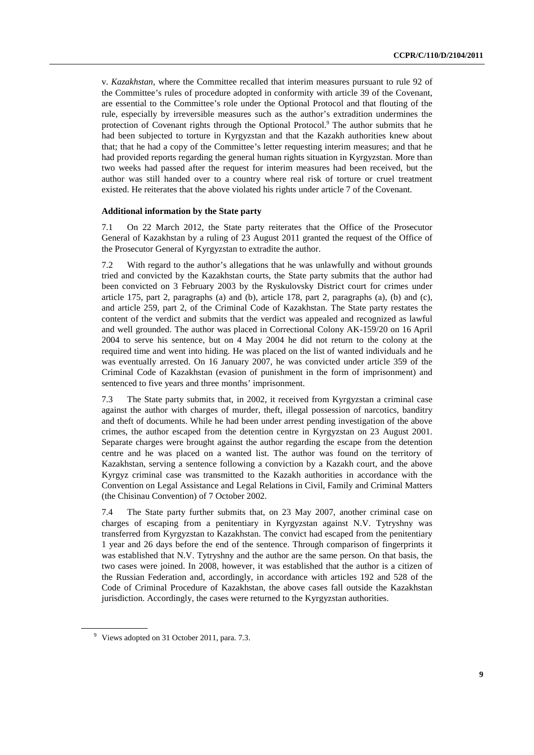v. *Kazakhstan*, where the Committee recalled that interim measures pursuant to rule 92 of the Committee's rules of procedure adopted in conformity with article 39 of the Covenant, are essential to the Committee's role under the Optional Protocol and that flouting of the rule, especially by irreversible measures such as the author's extradition undermines the protection of Covenant rights through the Optional Protocol.[9] The author submits that he had been subjected to torture in Kyrgyzstan and that the Kazakh authorities knew about that; that he had a copy of the Committee's letter requesting interim measures; and that he had provided reports regarding the general human rights situation in Kyrgyzstan. More than two weeks had passed after the request for interim measures had been received, but the author was still handed over to a country where real risk of torture or cruel treatment existed. He reiterates that the above violated his rights under article 7 of the Covenant.

### Additional information by the State party

7.1 On 22 March 2012, the State party reiterates that the Office of the Prosecutor General of Kazakhstan by a ruling of 23 August 2011 granted the request of the Office of the Prosecutor General of Kyrgyzstan to extradite the author.

7.2 With regard to the author's allegations that he was unlawfully and without grounds tried and convicted by the Kazakhstan courts, the State party submits that the author had been convicted on 3 February 2003 by the Ryskulovsky District court for crimes under article 175, part 2, paragraphs (a) and (b), article 178, part 2, paragraphs (a), (b) and (c), and article 259, part 2, of the Criminal Code of Kazakhstan. The State party restates the content of the verdict and submits that the verdict was appealed and recognized as lawful and well grounded. The author was placed in Correctional Colony AK-159/20 on 16 April 2004 to serve his sentence, but on 4 May 2004 he did not return to the colony at the required time and went into hiding. He was placed on the list of wanted individuals and he was eventually arrested. On 16 January 2007, he was convicted under article 359 of the Criminal Code of Kazakhstan (evasion of punishment in the form of imprisonment) and sentenced to five years and three months' imprisonment.

7.3 The State party submits that, in 2002, it received from Kyrgyzstan a criminal case against the author with charges of murder, theft, illegal possession of narcotics, banditry and theft of documents. While he had been under arrest pending investigation of the above crimes, the author escaped from the detention centre in Kyrgyzstan on 23 August 2001. Separate charges were brought against the author regarding the escape from the detention centre and he was placed on a wanted list. The author was found on the territory of Kazakhstan, serving a sentence following a conviction by a Kazakh court, and the above Kyrgyz criminal case was transmitted to the Kazakh authorities in accordance with the Convention on Legal Assistance and Legal Relations in Civil, Family and Criminal Matters (the Chisinau Convention) of 7 October 2002.

7.4 The State party further submits that, on 23 May 2007, another criminal case on charges of escaping from a penitentiary in Kyrgyzstan against N.V. Tytryshny was transferred from Kyrgyzstan to Kazakhstan. The convict had escaped from the penitentiary 1 year and 26 days before the end of the sentence. Through comparison of fingerprints it was established that N.V. Tytryshny and the author are the same person. On that basis, the two cases were joined. In 2008, however, it was established that the author is a citizen of the Russian Federation and, accordingly, in accordance with articles 192 and 528 of the Code of Criminal Procedure of Kazakhstan, the above cases fall outside the Kazakhstan jurisdiction. Accordingly, the cases were returned to the Kyrgyzstan authorities.

[9] Views adopted on 31 October 2011, para. 7.3.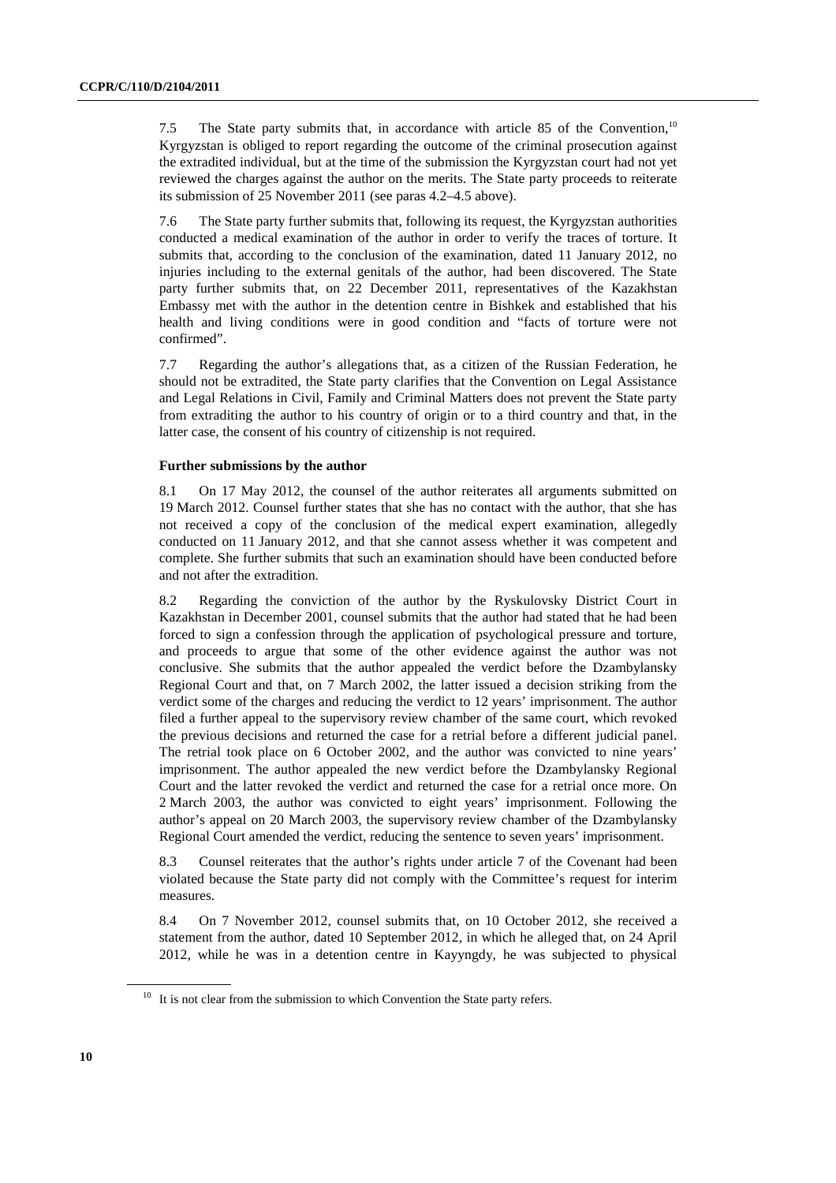7.5 The State party submits that, in accordance with article 85 of the Convention,[10] Kyrgyzstan is obliged to report regarding the outcome of the criminal prosecution against the extradited individual, but at the time of the submission the Kyrgyzstan court had not yet reviewed the charges against the author on the merits. The State party proceeds to reiterate its submission of 25 November 2011 (see paras 4.2–4.5 above).

7.6 The State party further submits that, following its request, the Kyrgyzstan authorities conducted a medical examination of the author in order to verify the traces of torture. It submits that, according to the conclusion of the examination, dated 11 January 2012, no injuries including to the external genitals of the author, had been discovered. The State party further submits that, on 22 December 2011, representatives of the Kazakhstan Embassy met with the author in the detention centre in Bishkek and established that his health and living conditions were in good condition and "facts of torture were not confirmed".

7.7 Regarding the author's allegations that, as a citizen of the Russian Federation, he should not be extradited, the State party clarifies that the Convention on Legal Assistance and Legal Relations in Civil, Family and Criminal Matters does not prevent the State party from extraditing the author to his country of origin or to a third country and that, in the latter case, the consent of his country of citizenship is not required.

### Further submissions by the author

8.1 On 17 May 2012, the counsel of the author reiterates all arguments submitted on 19 March 2012. Counsel further states that she has no contact with the author, that she has not received a copy of the conclusion of the medical expert examination, allegedly conducted on 11 January 2012, and that she cannot assess whether it was competent and complete. She further submits that such an examination should have been conducted before and not after the extradition.

8.2 Regarding the conviction of the author by the Ryskulovsky District Court in Kazakhstan in December 2001, counsel submits that the author had stated that he had been forced to sign a confession through the application of psychological pressure and torture, and proceeds to argue that some of the other evidence against the author was not conclusive. She submits that the author appealed the verdict before the Dzambylansky Regional Court and that, on 7 March 2002, the latter issued a decision striking from the verdict some of the charges and reducing the verdict to 12 years' imprisonment. The author filed a further appeal to the supervisory review chamber of the same court, which revoked the previous decisions and returned the case for a retrial before a different judicial panel. The retrial took place on 6 October 2002, and the author was convicted to nine years' imprisonment. The author appealed the new verdict before the Dzambylansky Regional Court and the latter revoked the verdict and returned the case for a retrial once more. On 2 March 2003, the author was convicted to eight years' imprisonment. Following the author's appeal on 20 March 2003, the supervisory review chamber of the Dzambylansky Regional Court amended the verdict, reducing the sentence to seven years' imprisonment.

8.3 Counsel reiterates that the author's rights under article 7 of the Covenant had been violated because the State party did not comply with the Committee's request for interim measures.

8.4 On 7 November 2012, counsel submits that, on 10 October 2012, she received a statement from the author, dated 10 September 2012, in which he alleged that, on 24 April 2012, while he was in a detention centre in Kayyngdy, he was subjected to physical

---

[10] It is not clear from the submission to which Convention the State party refers.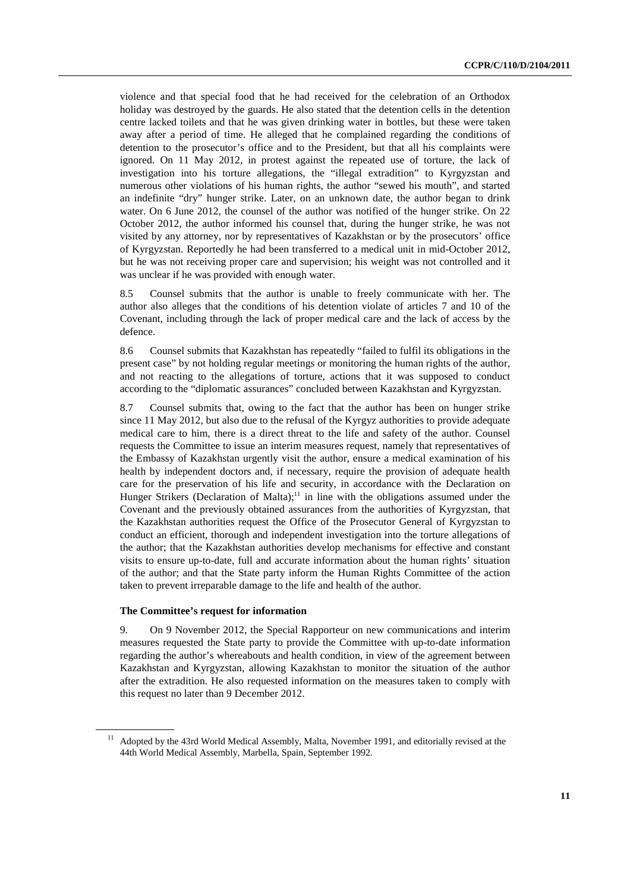violence and that special food that he had received for the celebration of an Orthodox holiday was destroyed by the guards. He also stated that the detention cells in the detention centre lacked toilets and that he was given drinking water in bottles, but these were taken away after a period of time. He alleged that he complained regarding the conditions of detention to the prosecutor's office and to the President, but that all his complaints were ignored. On 11 May 2012, in protest against the repeated use of torture, the lack of investigation into his torture allegations, the "illegal extradition" to Kyrgyzstan and numerous other violations of his human rights, the author "sewed his mouth", and started an indefinite "dry" hunger strike. Later, on an unknown date, the author began to drink water. On 6 June 2012, the counsel of the author was notified of the hunger strike. On 22 October 2012, the author informed his counsel that, during the hunger strike, he was not visited by any attorney, nor by representatives of Kazakhstan or by the prosecutors' office of Kyrgyzstan. Reportedly he had been transferred to a medical unit in mid-October 2012, but he was not receiving proper care and supervision; his weight was not controlled and it was unclear if he was provided with enough water.

8.5 Counsel submits that the author is unable to freely communicate with her. The author also alleges that the conditions of his detention violate of articles 7 and 10 of the Covenant, including through the lack of proper medical care and the lack of access by the defence.

8.6 Counsel submits that Kazakhstan has repeatedly "failed to fulfil its obligations in the present case" by not holding regular meetings or monitoring the human rights of the author, and not reacting to the allegations of torture, actions that it was supposed to conduct according to the "diplomatic assurances" concluded between Kazakhstan and Kyrgyzstan.

8.7 Counsel submits that, owing to the fact that the author has been on hunger strike since 11 May 2012, but also due to the refusal of the Kyrgyz authorities to provide adequate medical care to him, there is a direct threat to the life and safety of the author. Counsel requests the Committee to issue an interim measures request, namely that representatives of the Embassy of Kazakhstan urgently visit the author, ensure a medical examination of his health by independent doctors and, if necessary, require the provision of adequate health care for the preservation of his life and security, in accordance with the Declaration on Hunger Strikers (Declaration of Malta);[11] in line with the obligations assumed under the Covenant and the previously obtained assurances from the authorities of Kyrgyzstan, that the Kazakhstan authorities request the Office of the Prosecutor General of Kyrgyzstan to conduct an efficient, thorough and independent investigation into the torture allegations of the author; that the Kazakhstan authorities develop mechanisms for effective and constant visits to ensure up-to-date, full and accurate information about the human rights' situation of the author; and that the State party inform the Human Rights Committee of the action taken to prevent irreparable damage to the life and health of the author.

### The Committee's request for information

9. On 9 November 2012, the Special Rapporteur on new communications and interim measures requested the State party to provide the Committee with up-to-date information regarding the author's whereabouts and health condition, in view of the agreement between Kazakhstan and Kyrgyzstan, allowing Kazakhstan to monitor the situation of the author after the extradition. He also requested information on the measures taken to comply with this request no later than 9 December 2012.

---

[11] Adopted by the 43rd World Medical Assembly, Malta, November 1991, and editorially revised at the 44th World Medical Assembly, Marbella, Spain, September 1992.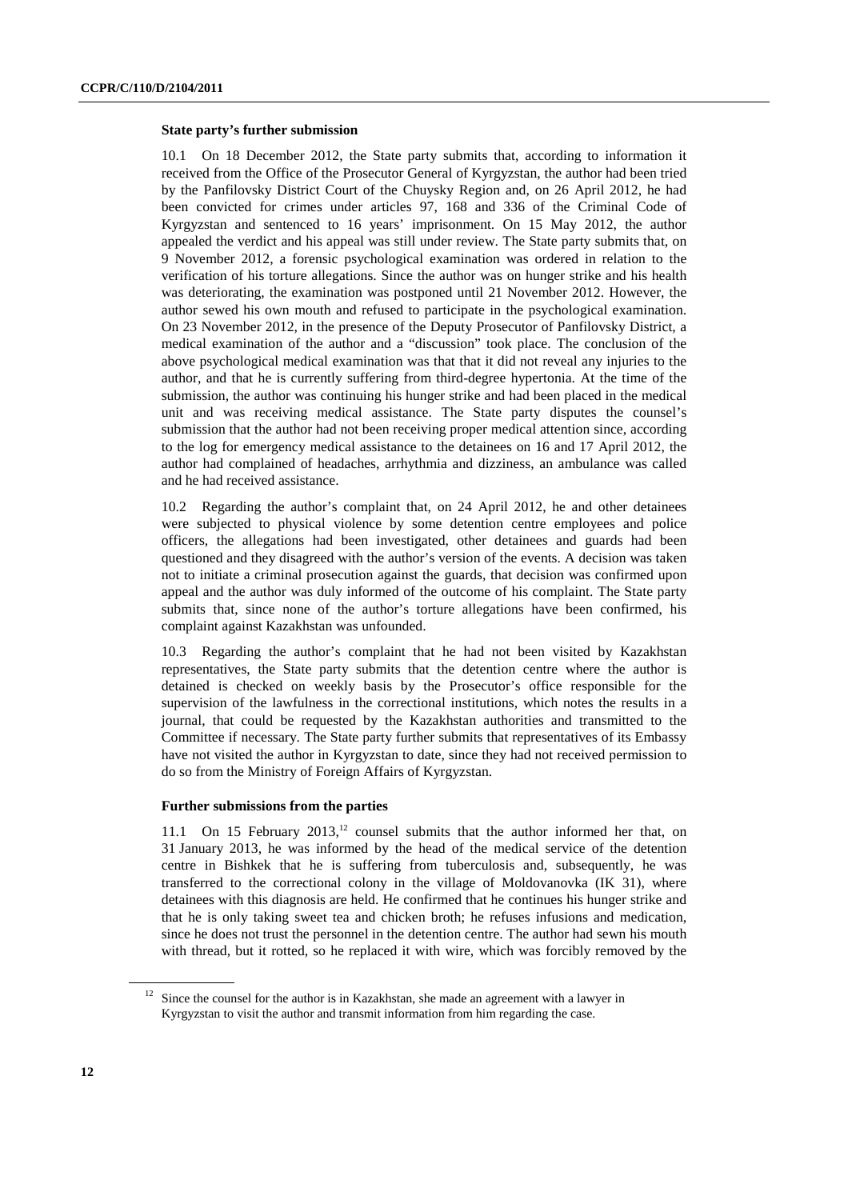#### State party's further submission

10.1 On 18 December 2012, the State party submits that, according to information it received from the Office of the Prosecutor General of Kyrgyzstan, the author had been tried by the Panfilovsky District Court of the Chuysky Region and, on 26 April 2012, he had been convicted for crimes under articles 97, 168 and 336 of the Criminal Code of Kyrgyzstan and sentenced to 16 years' imprisonment. On 15 May 2012, the author appealed the verdict and his appeal was still under review. The State party submits that, on 9 November 2012, a forensic psychological examination was ordered in relation to the verification of his torture allegations. Since the author was on hunger strike and his health was deteriorating, the examination was postponed until 21 November 2012. However, the author sewed his own mouth and refused to participate in the psychological examination. On 23 November 2012, in the presence of the Deputy Prosecutor of Panfilovsky District, a medical examination of the author and a "discussion" took place. The conclusion of the above psychological medical examination was that that it did not reveal any injuries to the author, and that he is currently suffering from third-degree hypertonia. At the time of the submission, the author was continuing his hunger strike and had been placed in the medical unit and was receiving medical assistance. The State party disputes the counsel's submission that the author had not been receiving proper medical attention since, according to the log for emergency medical assistance to the detainees on 16 and 17 April 2012, the author had complained of headaches, arrhythmia and dizziness, an ambulance was called and he had received assistance.

10.2 Regarding the author's complaint that, on 24 April 2012, he and other detainees were subjected to physical violence by some detention centre employees and police officers, the allegations had been investigated, other detainees and guards had been questioned and they disagreed with the author's version of the events. A decision was taken not to initiate a criminal prosecution against the guards, that decision was confirmed upon appeal and the author was duly informed of the outcome of his complaint. The State party submits that, since none of the author's torture allegations have been confirmed, his complaint against Kazakhstan was unfounded.

10.3 Regarding the author's complaint that he had not been visited by Kazakhstan representatives, the State party submits that the detention centre where the author is detained is checked on weekly basis by the Prosecutor's office responsible for the supervision of the lawfulness in the correctional institutions, which notes the results in a journal, that could be requested by the Kazakhstan authorities and transmitted to the Committee if necessary. The State party further submits that representatives of its Embassy have not visited the author in Kyrgyzstan to date, since they had not received permission to do so from the Ministry of Foreign Affairs of Kyrgyzstan.

#### Further submissions from the parties

11.1 On 15 February 2013,[12] counsel submits that the author informed her that, on 31 January 2013, he was informed by the head of the medical service of the detention centre in Bishkek that he is suffering from tuberculosis and, subsequently, he was transferred to the correctional colony in the village of Moldovanovka (IK 31), where detainees with this diagnosis are held. He confirmed that he continues his hunger strike and that he is only taking sweet tea and chicken broth; he refuses infusions and medication, since he does not trust the personnel in the detention centre. The author had sewn his mouth with thread, but it rotted, so he replaced it with wire, which was forcibly removed by the

[12] Since the counsel for the author is in Kazakhstan, she made an agreement with a lawyer in Kyrgyzstan to visit the author and transmit information from him regarding the case.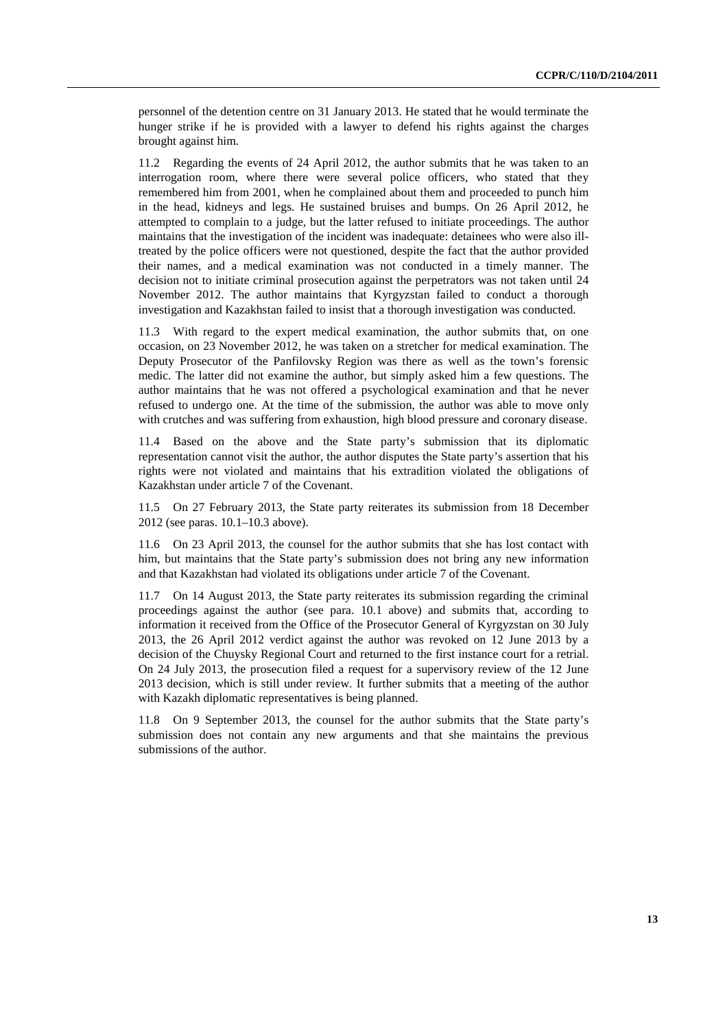personnel of the detention centre on 31 January 2013. He stated that he would terminate the hunger strike if he is provided with a lawyer to defend his rights against the charges brought against him.

11.2 Regarding the events of 24 April 2012, the author submits that he was taken to an interrogation room, where there were several police officers, who stated that they remembered him from 2001, when he complained about them and proceeded to punch him in the head, kidneys and legs. He sustained bruises and bumps. On 26 April 2012, he attempted to complain to a judge, but the latter refused to initiate proceedings. The author maintains that the investigation of the incident was inadequate: detainees who were also ill-treated by the police officers were not questioned, despite the fact that the author provided their names, and a medical examination was not conducted in a timely manner. The decision not to initiate criminal prosecution against the perpetrators was not taken until 24 November 2012. The author maintains that Kyrgyzstan failed to conduct a thorough investigation and Kazakhstan failed to insist that a thorough investigation was conducted.

11.3 With regard to the expert medical examination, the author submits that, on one occasion, on 23 November 2012, he was taken on a stretcher for medical examination. The Deputy Prosecutor of the Panfilovsky Region was there as well as the town's forensic medic. The latter did not examine the author, but simply asked him a few questions. The author maintains that he was not offered a psychological examination and that he never refused to undergo one. At the time of the submission, the author was able to move only with crutches and was suffering from exhaustion, high blood pressure and coronary disease.

11.4 Based on the above and the State party's submission that its diplomatic representation cannot visit the author, the author disputes the State party's assertion that his rights were not violated and maintains that his extradition violated the obligations of Kazakhstan under article 7 of the Covenant.

11.5 On 27 February 2013, the State party reiterates its submission from 18 December 2012 (see paras. 10.1–10.3 above).

11.6 On 23 April 2013, the counsel for the author submits that she has lost contact with him, but maintains that the State party's submission does not bring any new information and that Kazakhstan had violated its obligations under article 7 of the Covenant.

11.7 On 14 August 2013, the State party reiterates its submission regarding the criminal proceedings against the author (see para. 10.1 above) and submits that, according to information it received from the Office of the Prosecutor General of Kyrgyzstan on 30 July 2013, the 26 April 2012 verdict against the author was revoked on 12 June 2013 by a decision of the Chuysky Regional Court and returned to the first instance court for a retrial. On 24 July 2013, the prosecution filed a request for a supervisory review of the 12 June 2013 decision, which is still under review. It further submits that a meeting of the author with Kazakh diplomatic representatives is being planned.

11.8 On 9 September 2013, the counsel for the author submits that the State party's submission does not contain any new arguments and that she maintains the previous submissions of the author.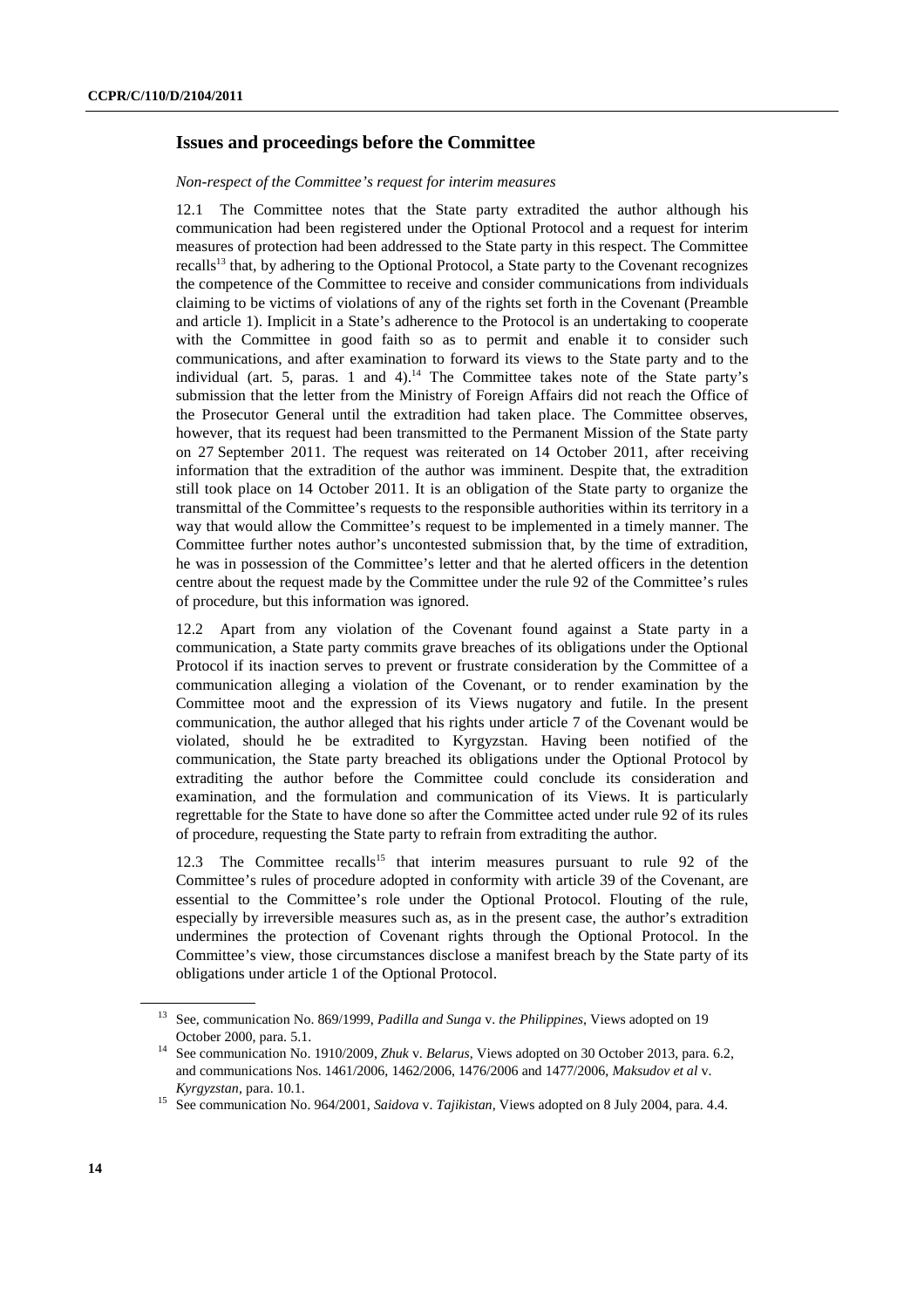## Issues and proceedings before the Committee

*Non-respect of the Committee's request for interim measures*

12.1 The Committee notes that the State party extradited the author although his communication had been registered under the Optional Protocol and a request for interim measures of protection had been addressed to the State party in this respect. The Committee recalls[13] that, by adhering to the Optional Protocol, a State party to the Covenant recognizes the competence of the Committee to receive and consider communications from individuals claiming to be victims of violations of any of the rights set forth in the Covenant (Preamble and article 1). Implicit in a State's adherence to the Protocol is an undertaking to cooperate with the Committee in good faith so as to permit and enable it to consider such communications, and after examination to forward its views to the State party and to the individual (art. 5, paras. 1 and 4).[14] The Committee takes note of the State party's submission that the letter from the Ministry of Foreign Affairs did not reach the Office of the Prosecutor General until the extradition had taken place. The Committee observes, however, that its request had been transmitted to the Permanent Mission of the State party on 27 September 2011. The request was reiterated on 14 October 2011, after receiving information that the extradition of the author was imminent. Despite that, the extradition still took place on 14 October 2011. It is an obligation of the State party to organize the transmittal of the Committee's requests to the responsible authorities within its territory in a way that would allow the Committee's request to be implemented in a timely manner. The Committee further notes author's uncontested submission that, by the time of extradition, he was in possession of the Committee's letter and that he alerted officers in the detention centre about the request made by the Committee under the rule 92 of the Committee's rules of procedure, but this information was ignored.

12.2 Apart from any violation of the Covenant found against a State party in a communication, a State party commits grave breaches of its obligations under the Optional Protocol if its inaction serves to prevent or frustrate consideration by the Committee of a communication alleging a violation of the Covenant, or to render examination by the Committee moot and the expression of its Views nugatory and futile. In the present communication, the author alleged that his rights under article 7 of the Covenant would be violated, should he be extradited to Kyrgyzstan. Having been notified of the communication, the State party breached its obligations under the Optional Protocol by extraditing the author before the Committee could conclude its consideration and examination, and the formulation and communication of its Views. It is particularly regrettable for the State to have done so after the Committee acted under rule 92 of its rules of procedure, requesting the State party to refrain from extraditing the author.

12.3 The Committee recalls[15] that interim measures pursuant to rule 92 of the Committee's rules of procedure adopted in conformity with article 39 of the Covenant, are essential to the Committee's role under the Optional Protocol. Flouting of the rule, especially by irreversible measures such as, as in the present case, the author's extradition undermines the protection of Covenant rights through the Optional Protocol. In the Committee's view, those circumstances disclose a manifest breach by the State party of its obligations under article 1 of the Optional Protocol.

---

[13] See, communication No. 869/1999, *Padilla and Sunga* v. *the Philippines*, Views adopted on 19 October 2000, para. 5.1.

[14] See communication No. 1910/2009, *Zhuk* v. *Belarus*, Views adopted on 30 October 2013, para. 6.2, and communications Nos. 1461/2006, 1462/2006, 1476/2006 and 1477/2006, *Maksudov et al* v. *Kyrgyzstan*, para. 10.1.

[15] See communication No. 964/2001, *Saidova* v. *Tajikistan*, Views adopted on 8 July 2004, para. 4.4.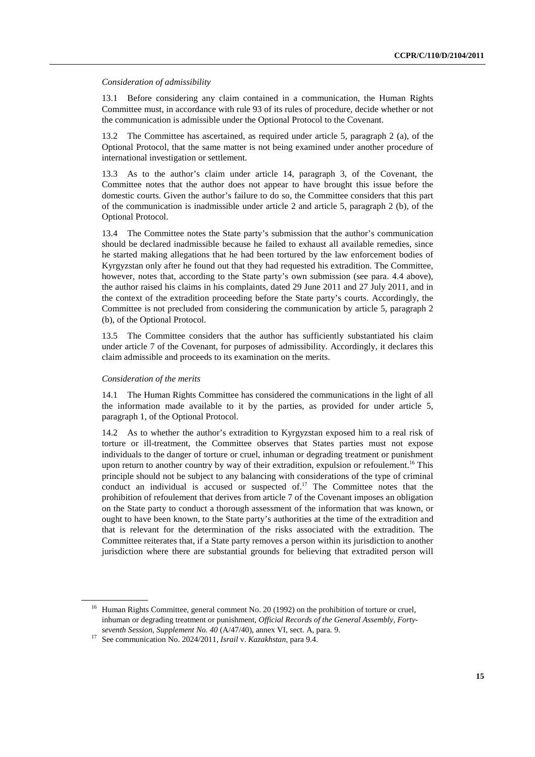*Consideration of admissibility*

13.1 Before considering any claim contained in a communication, the Human Rights Committee must, in accordance with rule 93 of its rules of procedure, decide whether or not the communication is admissible under the Optional Protocol to the Covenant.

13.2 The Committee has ascertained, as required under article 5, paragraph 2 (a), of the Optional Protocol, that the same matter is not being examined under another procedure of international investigation or settlement.

13.3 As to the author's claim under article 14, paragraph 3, of the Covenant, the Committee notes that the author does not appear to have brought this issue before the domestic courts. Given the author's failure to do so, the Committee considers that this part of the communication is inadmissible under article 2 and article 5, paragraph 2 (b), of the Optional Protocol.

13.4 The Committee notes the State party's submission that the author's communication should be declared inadmissible because he failed to exhaust all available remedies, since he started making allegations that he had been tortured by the law enforcement bodies of Kyrgyzstan only after he found out that they had requested his extradition. The Committee, however, notes that, according to the State party's own submission (see para. 4.4 above), the author raised his claims in his complaints, dated 29 June 2011 and 27 July 2011, and in the context of the extradition proceeding before the State party's courts. Accordingly, the Committee is not precluded from considering the communication by article 5, paragraph 2 (b), of the Optional Protocol.

13.5 The Committee considers that the author has sufficiently substantiated his claim under article 7 of the Covenant, for purposes of admissibility. Accordingly, it declares this claim admissible and proceeds to its examination on the merits.

*Consideration of the merits*

14.1 The Human Rights Committee has considered the communications in the light of all the information made available to it by the parties, as provided for under article 5, paragraph 1, of the Optional Protocol.

14.2 As to whether the author's extradition to Kyrgyzstan exposed him to a real risk of torture or ill-treatment, the Committee observes that States parties must not expose individuals to the danger of torture or cruel, inhuman or degrading treatment or punishment upon return to another country by way of their extradition, expulsion or refoulement.[16] This principle should not be subject to any balancing with considerations of the type of criminal conduct an individual is accused or suspected of.[17] The Committee notes that the prohibition of refoulement that derives from article 7 of the Covenant imposes an obligation on the State party to conduct a thorough assessment of the information that was known, or ought to have been known, to the State party's authorities at the time of the extradition and that is relevant for the determination of the risks associated with the extradition. The Committee reiterates that, if a State party removes a person within its jurisdiction to another jurisdiction where there are substantial grounds for believing that extradited person will

---

[16] Human Rights Committee, general comment No. 20 (1992) on the prohibition of torture or cruel, inhuman or degrading treatment or punishment, *Official Records of the General Assembly, Forty-seventh Session, Supplement No. 40* (A/47/40), annex VI, sect. A, para. 9.

[17] See communication No. 2024/2011, *Israil* v. *Kazakhstan*, para 9.4.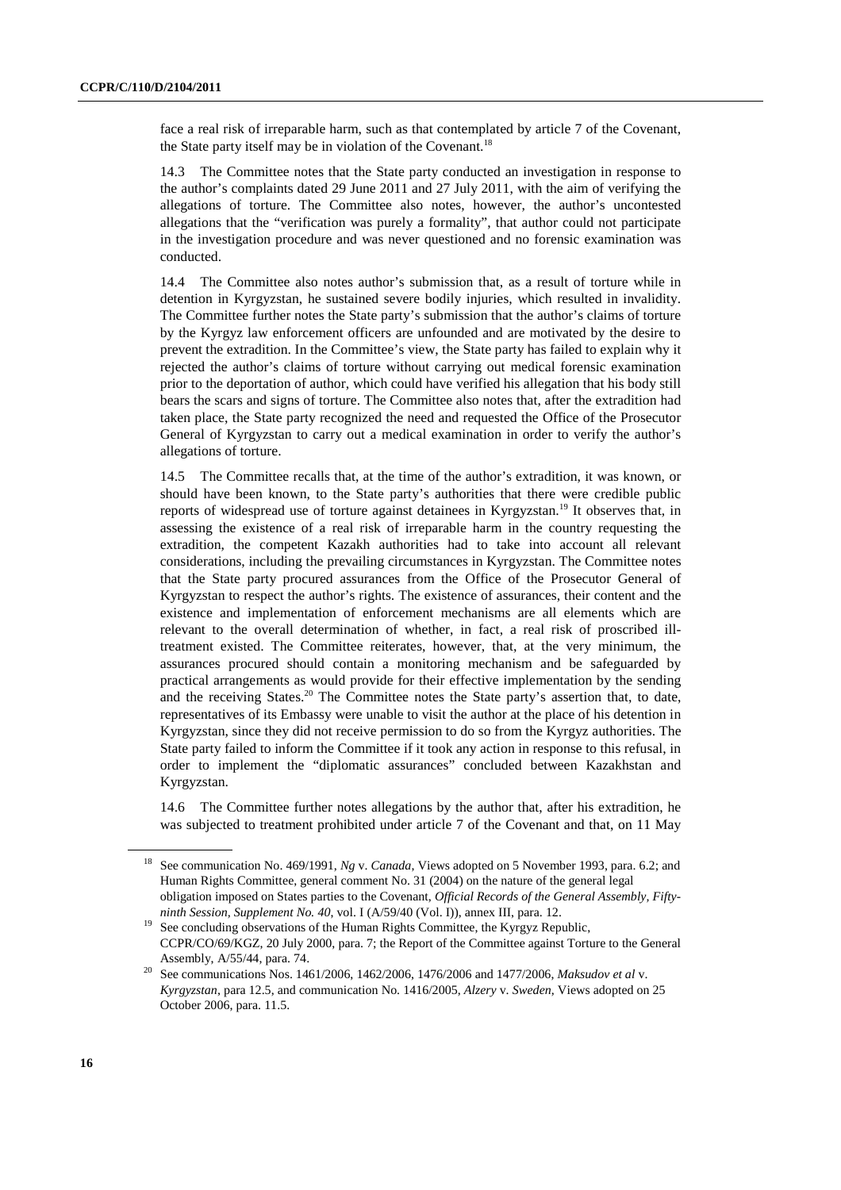face a real risk of irreparable harm, such as that contemplated by article 7 of the Covenant, the State party itself may be in violation of the Covenant.[18]

14.3 The Committee notes that the State party conducted an investigation in response to the author's complaints dated 29 June 2011 and 27 July 2011, with the aim of verifying the allegations of torture. The Committee also notes, however, the author's uncontested allegations that the "verification was purely a formality", that author could not participate in the investigation procedure and was never questioned and no forensic examination was conducted.

14.4 The Committee also notes author's submission that, as a result of torture while in detention in Kyrgyzstan, he sustained severe bodily injuries, which resulted in invalidity. The Committee further notes the State party's submission that the author's claims of torture by the Kyrgyz law enforcement officers are unfounded and are motivated by the desire to prevent the extradition. In the Committee's view, the State party has failed to explain why it rejected the author's claims of torture without carrying out medical forensic examination prior to the deportation of author, which could have verified his allegation that his body still bears the scars and signs of torture. The Committee also notes that, after the extradition had taken place, the State party recognized the need and requested the Office of the Prosecutor General of Kyrgyzstan to carry out a medical examination in order to verify the author's allegations of torture.

14.5 The Committee recalls that, at the time of the author's extradition, it was known, or should have been known, to the State party's authorities that there were credible public reports of widespread use of torture against detainees in Kyrgyzstan.[19] It observes that, in assessing the existence of a real risk of irreparable harm in the country requesting the extradition, the competent Kazakh authorities had to take into account all relevant considerations, including the prevailing circumstances in Kyrgyzstan. The Committee notes that the State party procured assurances from the Office of the Prosecutor General of Kyrgyzstan to respect the author's rights. The existence of assurances, their content and the existence and implementation of enforcement mechanisms are all elements which are relevant to the overall determination of whether, in fact, a real risk of proscribed ill-treatment existed. The Committee reiterates, however, that, at the very minimum, the assurances procured should contain a monitoring mechanism and be safeguarded by practical arrangements as would provide for their effective implementation by the sending and the receiving States.[20] The Committee notes the State party's assertion that, to date, representatives of its Embassy were unable to visit the author at the place of his detention in Kyrgyzstan, since they did not receive permission to do so from the Kyrgyz authorities. The State party failed to inform the Committee if it took any action in response to this refusal, in order to implement the "diplomatic assurances" concluded between Kazakhstan and Kyrgyzstan.

14.6 The Committee further notes allegations by the author that, after his extradition, he was subjected to treatment prohibited under article 7 of the Covenant and that, on 11 May

---

[18] See communication No. 469/1991, *Ng* v. *Canada*, Views adopted on 5 November 1993, para. 6.2; and Human Rights Committee, general comment No. 31 (2004) on the nature of the general legal obligation imposed on States parties to the Covenant, *Official Records of the General Assembly, Fifty-ninth Session, Supplement No. 40*, vol. I (A/59/40 (Vol. I)), annex III, para. 12.

[19] See concluding observations of the Human Rights Committee, the Kyrgyz Republic, CCPR/CO/69/KGZ, 20 July 2000, para. 7; the Report of the Committee against Torture to the General Assembly, A/55/44, para. 74.

[20] See communications Nos. 1461/2006, 1462/2006, 1476/2006 and 1477/2006, *Maksudov et al* v. *Kyrgyzstan*, para 12.5, and communication No. 1416/2005, *Alzery* v. *Sweden*, Views adopted on 25 October 2006, para. 11.5.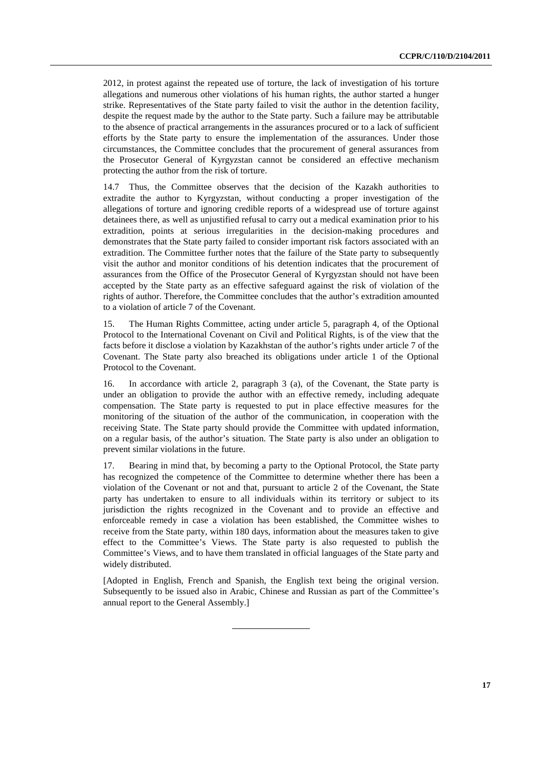2012, in protest against the repeated use of torture, the lack of investigation of his torture allegations and numerous other violations of his human rights, the author started a hunger strike. Representatives of the State party failed to visit the author in the detention facility, despite the request made by the author to the State party. Such a failure may be attributable to the absence of practical arrangements in the assurances procured or to a lack of sufficient efforts by the State party to ensure the implementation of the assurances. Under those circumstances, the Committee concludes that the procurement of general assurances from the Prosecutor General of Kyrgyzstan cannot be considered an effective mechanism protecting the author from the risk of torture.

14.7 Thus, the Committee observes that the decision of the Kazakh authorities to extradite the author to Kyrgyzstan, without conducting a proper investigation of the allegations of torture and ignoring credible reports of a widespread use of torture against detainees there, as well as unjustified refusal to carry out a medical examination prior to his extradition, points at serious irregularities in the decision-making procedures and demonstrates that the State party failed to consider important risk factors associated with an extradition. The Committee further notes that the failure of the State party to subsequently visit the author and monitor conditions of his detention indicates that the procurement of assurances from the Office of the Prosecutor General of Kyrgyzstan should not have been accepted by the State party as an effective safeguard against the risk of violation of the rights of author. Therefore, the Committee concludes that the author's extradition amounted to a violation of article 7 of the Covenant.

15. The Human Rights Committee, acting under article 5, paragraph 4, of the Optional Protocol to the International Covenant on Civil and Political Rights, is of the view that the facts before it disclose a violation by Kazakhstan of the author's rights under article 7 of the Covenant. The State party also breached its obligations under article 1 of the Optional Protocol to the Covenant.

16. In accordance with article 2, paragraph 3 (a), of the Covenant, the State party is under an obligation to provide the author with an effective remedy, including adequate compensation. The State party is requested to put in place effective measures for the monitoring of the situation of the author of the communication, in cooperation with the receiving State. The State party should provide the Committee with updated information, on a regular basis, of the author's situation. The State party is also under an obligation to prevent similar violations in the future.

17. Bearing in mind that, by becoming a party to the Optional Protocol, the State party has recognized the competence of the Committee to determine whether there has been a violation of the Covenant or not and that, pursuant to article 2 of the Covenant, the State party has undertaken to ensure to all individuals within its territory or subject to its jurisdiction the rights recognized in the Covenant and to provide an effective and enforceable remedy in case a violation has been established, the Committee wishes to receive from the State party, within 180 days, information about the measures taken to give effect to the Committee's Views. The State party is also requested to publish the Committee's Views, and to have them translated in official languages of the State party and widely distributed.

[Adopted in English, French and Spanish, the English text being the original version. Subsequently to be issued also in Arabic, Chinese and Russian as part of the Committee's annual report to the General Assembly.]